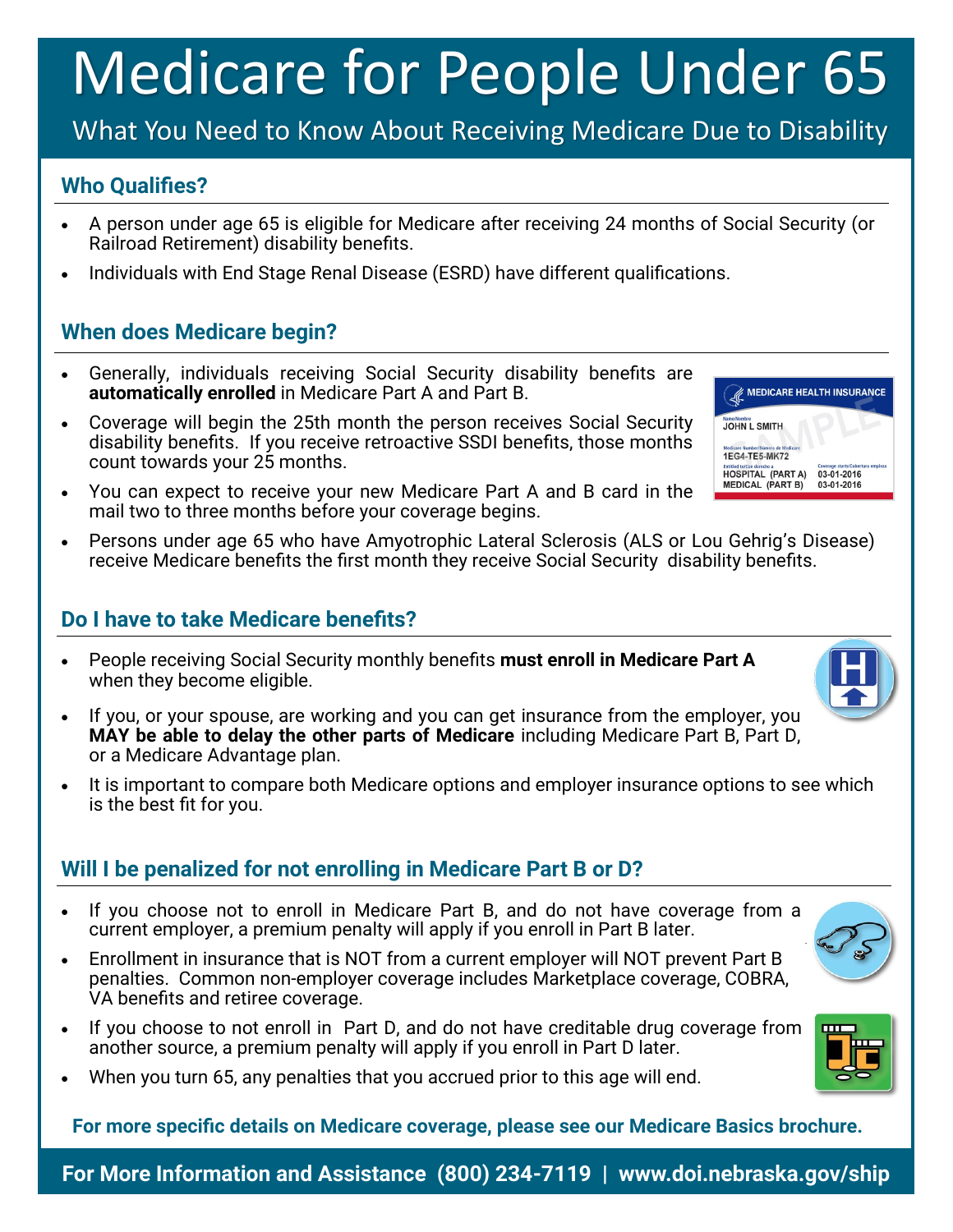# Medicare for People Under 65

What You Need to Know About Receiving Medicare Due to Disability

## Who Qualifies?

- A person under age 65 is eligible for Medicare after receiving 24 months of Social Security (or Railroad Retirement) disability benefits.
- Individuals with End Stage Renal Disease (ESRD) have different qualifications.

## When does Medicare begin?

- Generally, individuals receiving Social Security disability benefits are **automatically enrolled** in Medicare Part A and Part B.
- Coverage will begin the 25th month the person receives Social Security disability benefits. If you receive retroactive SSDI benefits, those months count towards your 25 months.
- You can expect to receive your new Medicare Part A and B card in the mail two to three months before your coverage begins.
- Persons under age 65 who have Amyotrophic Lateral Sclerosis (ALS or Lou Gehrig's Disease) receive Medicare benefits the first month they receive Social Security disability benefits.

## Do I have to take Medicare benefits?

- People receiving Social Security monthly benefits **must enroll in Medicare Part A** when they become eligible.
- If you, or your spouse, are working and you can get insurance from the employer, you **MAY be able to delay the other parts of Medicare** including Medicare Part B, Part D, or a Medicare Advantage plan.
- It is important to compare both Medicare options and employer insurance options to see which is the best fit for you.

## Will I be penalized for not enrolling in Medicare Part B or D?

- If you choose not to enroll in Medicare Part B, and do not have coverage from a current employer, a premium penalty will apply if you enroll in Part B later.
- Enrollment in insurance that is NOT from a current employer will NOT prevent Part B penalties. Common non-employer coverage includes Marketplace coverage, COBRA, VA benefits and retiree coverage.
- If you choose to not enroll in Part D, and do not have creditable drug coverage from another source, a premium penalty will apply if you enroll in Part D later.
- When you turn 65, any penalties that you accrued prior to this age will end.

**For more specific details on Medicare coverage, please see our Medicare Basics brochure.**

**For More Information and Assistance (800) 234-7119 | www.doi.nebraska.gov/ship**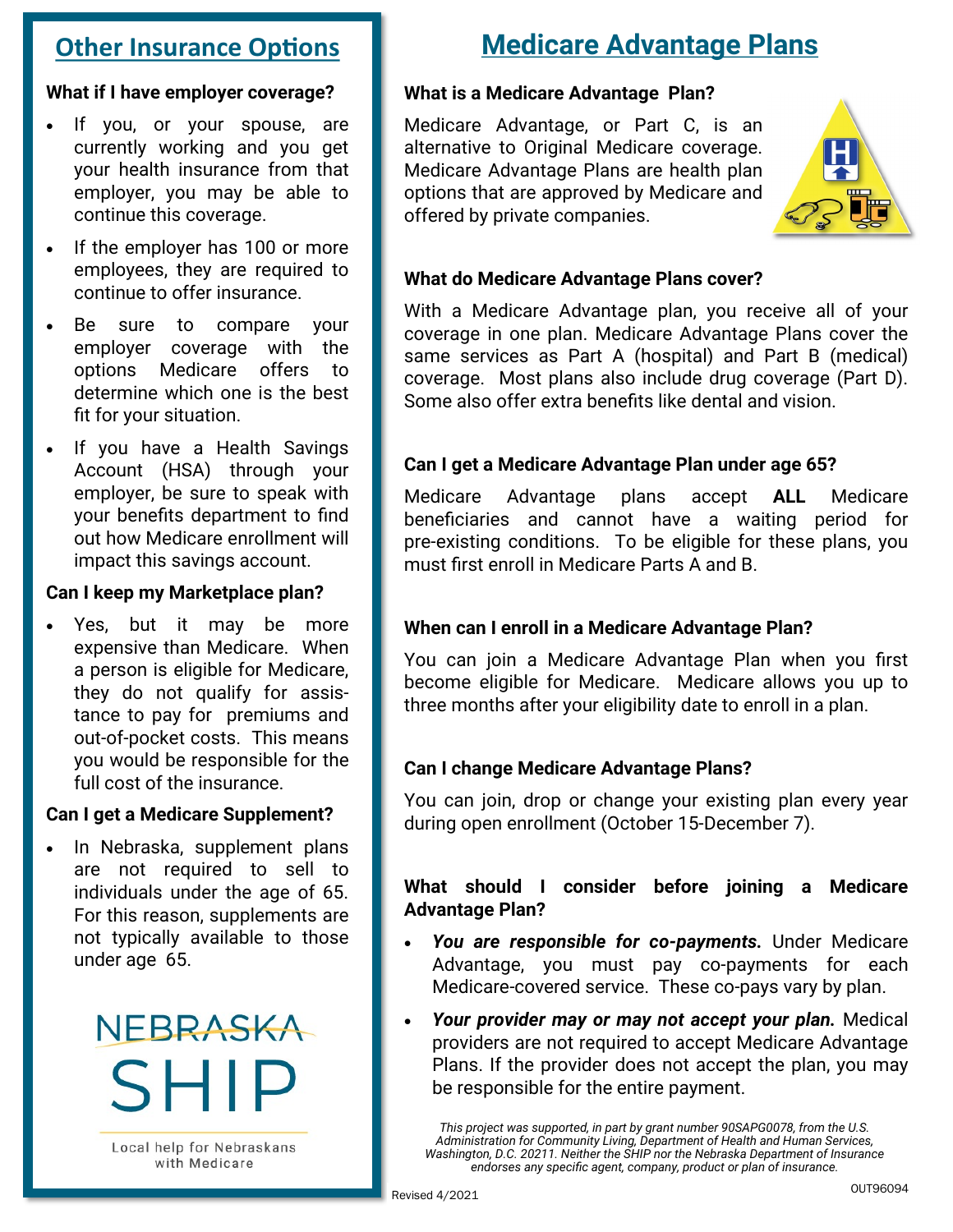## Other Insurance Options

### What if I have employer coverage?

- If you, or your spouse, are currently working and you get your health insurance from that employer, you may be able to continue this coverage.
- If the employer has 100 or more employees, they are required to continue to offer insurance.
- Be sure to compare your employer coverage with the options Medicare offers to determine which one is the best fit for your situation.
- If you have a Health Savings Account (HSA) through your employer, be sure to speak with your benefits department to find out how Medicare enrollment will impact this savings account.

### Can I keep my Marketplace plan?

- Yes, but it may be more expensive than Medicare. When a person is eligible for Medicare, they do not qualify for assistance to pay for premiums and out-of-pocket costs. This means you would be responsible for the full cost of the insurance.

### Can I get a Medicare Supplement?

- In Nebraska, supplement plans are not required to sell to individuals under the age of 65. For this reason, supplements are not typically available to those under age 65.

NEBRASKA SHIP

Local help for Nebraskans with Medicare

## Medicare Advantage Plans

### What is a Medicare Advantage Plan?

Medicare Advantage, or Part C, is an alternative to Original Medicare coverage. Medicare Advantage Plans are health plan options that are approved by Medicare and offered by private companies.

### What do Medicare Advantage Plans cover?

With a Medicare Advantage plan, you receive all of your coverage in one plan. Medicare Advantage Plans cover the same services as Part A (hospital) and Part B (medical) coverage. Most plans also include drug coverage (Part D). Some also offer extra benefits like dental and vision.

### Can I get a Medicare Advantage Plan under age 65?

Medicare Advantage plans accept **ALL** Medicare beneficiaries and cannot have a waiting period for pre-existing conditions. To be eligible for these plans, you must first enroll in Medicare Parts A and B.

### When can I enroll in a Medicare Advantage Plan?

You can join a Medicare Advantage Plan when you first become eligible for Medicare. Medicare allows you up to three months after your eligibility date to enroll in a plan.

### Can I change Medicare Advantage Plans?

You can join, drop or change your existing plan every year during open enrollment (October 15-December 7).

### What should I consider before joining a Medicare Advantage Plan?

- ***You are responsible for co-payments.*** Under Medicare Advantage, you must pay co-payments for each Medicare-covered service. These co-pays vary by plan.
- ***Your provider may or may not accept your plan.*** Medical providers are not required to accept Medicare Advantage Plans. If the provider does not accept the plan, you may be responsible for the entire payment.

*This project was supported, in part by grant number 90SAPG0078, from the U.S. Administration for Community Living, Department of Health and Human Services, Washington, D.C. 20211. Neither the SHIP nor the Nebraska Department of Insurance endorses any specific agent, company, product or plan of insurance.*

Revised 4/2021

OUT96094